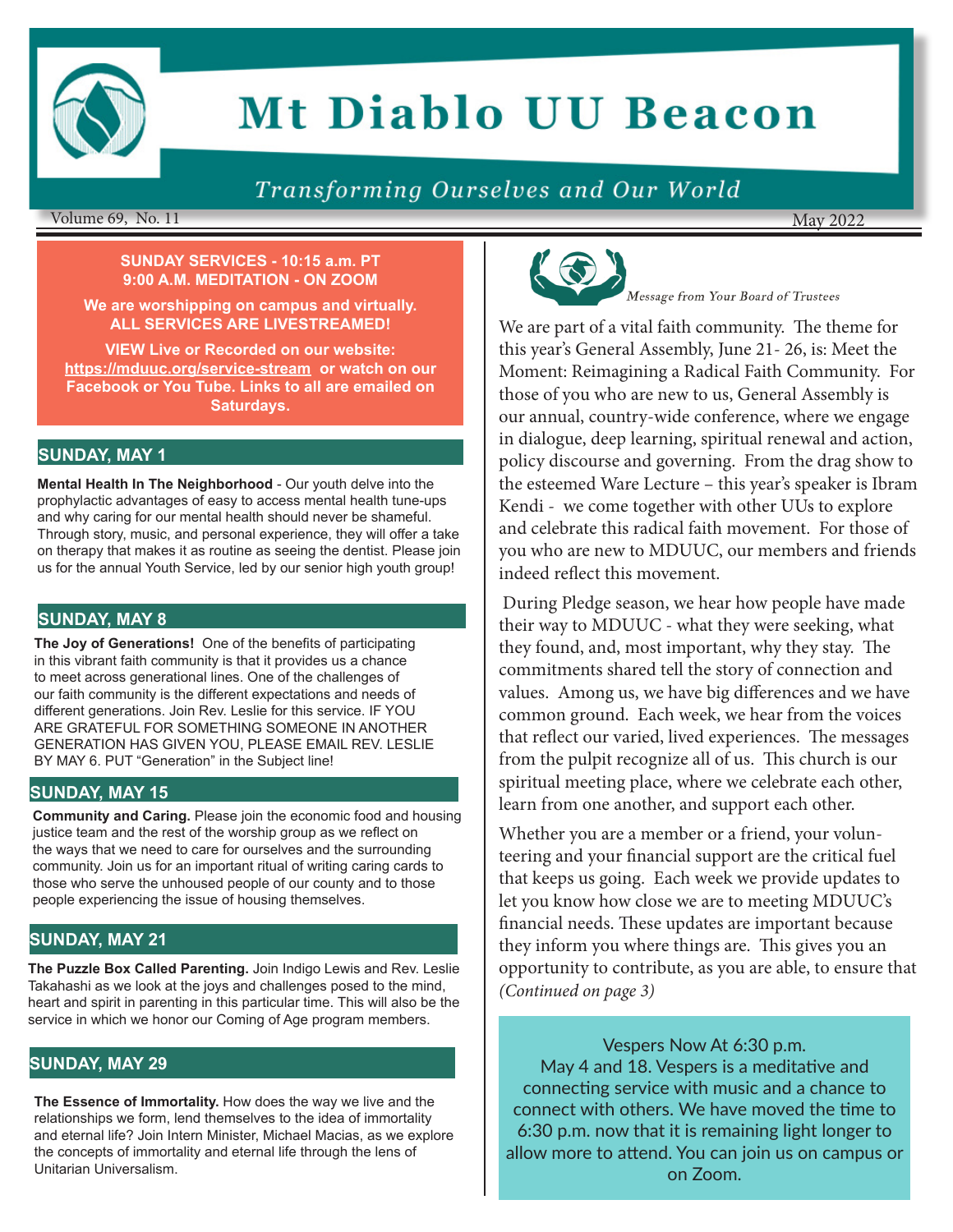# Mt Diablo UU Beacon

*Transforming Ourselves and Our World*

Volume 69, No. 11 — May 2022

**SUNDAY SERVICES - 10:15 a.m. PT**
**9:00 A.M. MEDITATION - ON ZOOM**

**We are worshipping on campus and virtually. ALL SERVICES ARE LIVESTREAMED!**

**VIEW Live or Recorded on our website: https://mduuc.org/service-stream or watch on our Facebook or You Tube. Links to all are emailed on Saturdays.**

## SUNDAY, MAY 1

**Mental Health In The Neighborhood** - Our youth delve into the prophylactic advantages of easy to access mental health tune-ups and why caring for our mental health should never be shameful. Through story, music, and personal experience, they will offer a take on therapy that makes it as routine as seeing the dentist. Please join us for the annual Youth Service, led by our senior high youth group!

## SUNDAY, MAY 8

**The Joy of Generations!** One of the benefits of participating in this vibrant faith community is that it provides us a chance to meet across generational lines. One of the challenges of our faith community is the different expectations and needs of different generations. Join Rev. Leslie for this service. IF YOU ARE GRATEFUL FOR SOMETHING SOMEONE IN ANOTHER GENERATION HAS GIVEN YOU, PLEASE EMAIL REV. LESLIE BY MAY 6. PUT "Generation" in the Subject line!

## SUNDAY, MAY 15

**Community and Caring.** Please join the economic food and housing justice team and the rest of the worship group as we reflect on the ways that we need to care for ourselves and the surrounding community. Join us for an important ritual of writing caring cards to those who serve the unhoused people of our county and to those people experiencing the issue of housing themselves.

## SUNDAY, MAY 21

**The Puzzle Box Called Parenting.** Join Indigo Lewis and Rev. Leslie Takahashi as we look at the joys and challenges posed to the mind, heart and spirit in parenting in this particular time. This will also be the service in which we honor our Coming of Age program members.

## SUNDAY, MAY 29

**The Essence of Immortality.** How does the way we live and the relationships we form, lend themselves to the idea of immortality and eternal life? Join Intern Minister, Michael Macias, as we explore the concepts of immortality and eternal life through the lens of Unitarian Universalism.

*Message from Your Board of Trustees*

We are part of a vital faith community. The theme for this year's General Assembly, June 21- 26, is: Meet the Moment: Reimagining a Radical Faith Community. For those of you who are new to us, General Assembly is our annual, country-wide conference, where we engage in dialogue, deep learning, spiritual renewal and action, policy discourse and governing. From the drag show to the esteemed Ware Lecture – this year's speaker is Ibram Kendi - we come together with other UUs to explore and celebrate this radical faith movement. For those of you who are new to MDUUC, our members and friends indeed reflect this movement.

During Pledge season, we hear how people have made their way to MDUUC - what they were seeking, what they found, and, most important, why they stay. The commitments shared tell the story of connection and values. Among us, we have big differences and we have common ground. Each week, we hear from the voices that reflect our varied, lived experiences. The messages from the pulpit recognize all of us. This church is our spiritual meeting place, where we celebrate each other, learn from one another, and support each other.

Whether you are a member or a friend, your volunteering and your financial support are the critical fuel that keeps us going. Each week we provide updates to let you know how close we are to meeting MDUUC's financial needs. These updates are important because they inform you where things are. This gives you an opportunity to contribute, as you are able, to ensure that *(Continued on page 3)*

Vespers Now At 6:30 p.m.
May 4 and 18. Vespers is a meditative and connecting service with music and a chance to connect with others. We have moved the time to 6:30 p.m. now that it is remaining light longer to allow more to attend. You can join us on campus or on Zoom.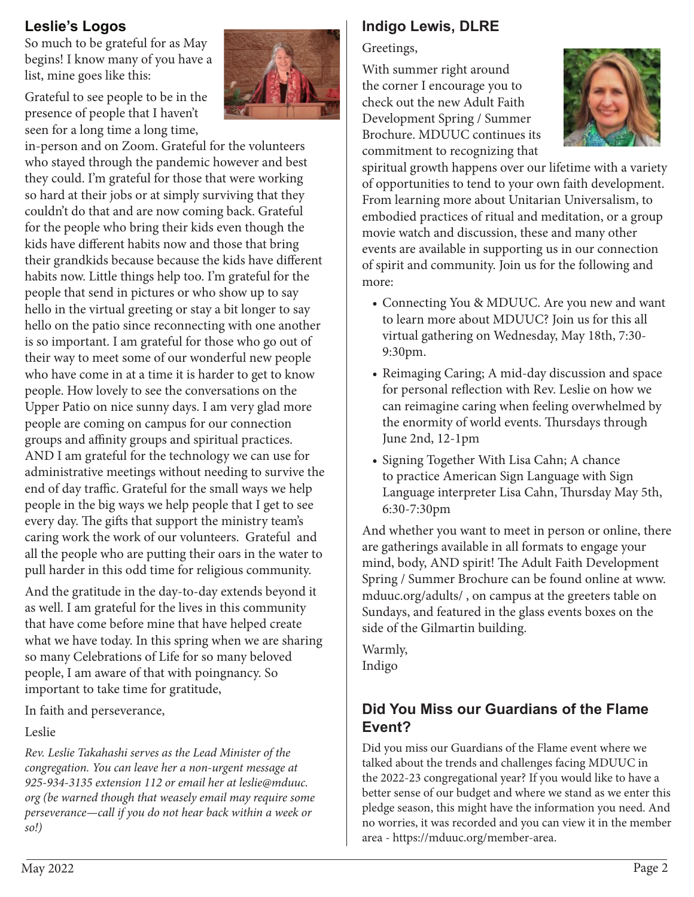## Leslie's Logos

So much to be grateful for as May begins! I know many of you have a list, mine goes like this:

Grateful to see people to be in the presence of people that I haven't seen for a long time a long time, in-person and on Zoom. Grateful for the volunteers who stayed through the pandemic however and best they could. I'm grateful for those that were working so hard at their jobs or at simply surviving that they couldn't do that and are now coming back. Grateful for the people who bring their kids even though the kids have different habits now and those that bring their grandkids because because the kids have different habits now. Little things help too. I'm grateful for the people that send in pictures or who show up to say hello in the virtual greeting or stay a bit longer to say hello on the patio since reconnecting with one another is so important. I am grateful for those who go out of their way to meet some of our wonderful new people who have come in at a time it is harder to get to know people. How lovely to see the conversations on the Upper Patio on nice sunny days. I am very glad more people are coming on campus for our connection groups and affinity groups and spiritual practices. AND I am grateful for the technology we can use for administrative meetings without needing to survive the end of day traffic. Grateful for the small ways we help people in the big ways we help people that I get to see every day. The gifts that support the ministry team's caring work the work of our volunteers. Grateful and all the people who are putting their oars in the water to pull harder in this odd time for religious community.

And the gratitude in the day-to-day extends beyond it as well. I am grateful for the lives in this community that have come before mine that have helped create what we have today. In this spring when we are sharing so many Celebrations of Life for so many beloved people, I am aware of that with poingnancy. So important to take time for gratitude,

In faith and perseverance,

Leslie

*Rev. Leslie Takahashi serves as the Lead Minister of the congregation. You can leave her a non-urgent message at 925-934-3135 extension 112 or email her at leslie@mduuc.org (be warned though that weasely email may require some perseverance—call if you do not hear back within a week or so!)*

## Indigo Lewis, DLRE

Greetings,

With summer right around the corner I encourage you to check out the new Adult Faith Development Spring / Summer Brochure. MDUUC continues its commitment to recognizing that spiritual growth happens over our lifetime with a variety of opportunities to tend to your own faith development. From learning more about Unitarian Universalism, to embodied practices of ritual and meditation, or a group movie watch and discussion, these and many other events are available in supporting us in our connection of spirit and community. Join us for the following and more:

- Connecting You & MDUUC. Are you new and want to learn more about MDUUC? Join us for this all virtual gathering on Wednesday, May 18th, 7:30-9:30pm.
- Reimaging Caring; A mid-day discussion and space for personal reflection with Rev. Leslie on how we can reimagine caring when feeling overwhelmed by the enormity of world events. Thursdays through June 2nd, 12-1pm
- Signing Together With Lisa Cahn; A chance to practice American Sign Language with Sign Language interpreter Lisa Cahn, Thursday May 5th, 6:30-7:30pm

And whether you want to meet in person or online, there are gatherings available in all formats to engage your mind, body, AND spirit! The Adult Faith Development Spring / Summer Brochure can be found online at www.mduuc.org/adults/ , on campus at the greeters table on Sundays, and featured in the glass events boxes on the side of the Gilmartin building.

Warmly,
Indigo

## Did You Miss our Guardians of the Flame Event?

Did you miss our Guardians of the Flame event where we talked about the trends and challenges facing MDUUC in the 2022-23 congregational year? If you would like to have a better sense of our budget and where we stand as we enter this pledge season, this might have the information you need. And no worries, it was recorded and you can view it in the member area - https://mduuc.org/member-area.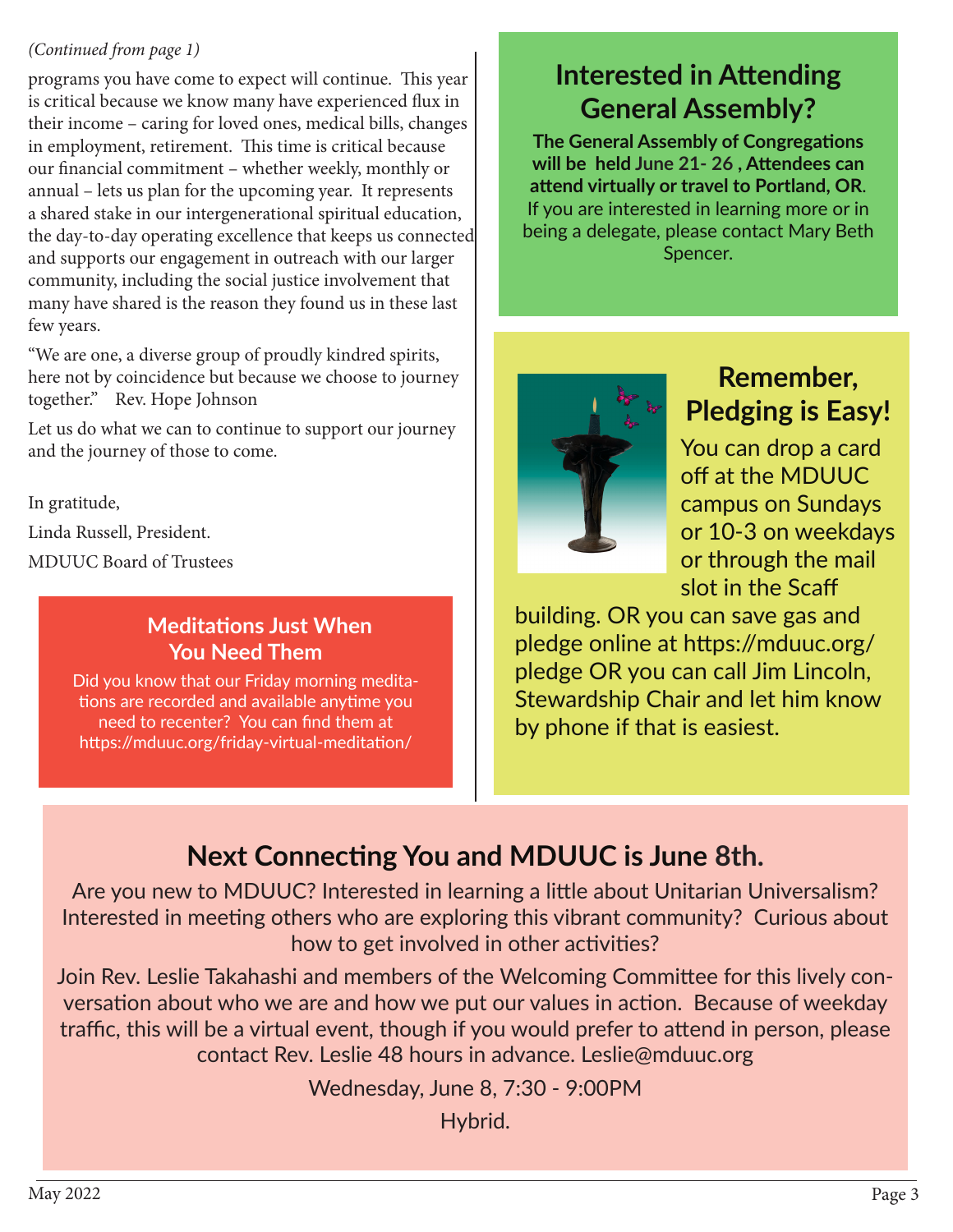*(Continued from page 1)*

programs you have come to expect will continue. This year is critical because we know many have experienced flux in their income – caring for loved ones, medical bills, changes in employment, retirement. This time is critical because our financial commitment – whether weekly, monthly or annual – lets us plan for the upcoming year. It represents a shared stake in our intergenerational spiritual education, the day-to-day operating excellence that keeps us connected and supports our engagement in outreach with our larger community, including the social justice involvement that many have shared is the reason they found us in these last few years.

"We are one, a diverse group of proudly kindred spirits, here not by coincidence but because we choose to journey together." Rev. Hope Johnson

Let us do what we can to continue to support our journey and the journey of those to come.

In gratitude,

Linda Russell, President.

MDUUC Board of Trustees

### Meditations Just When You Need Them

Did you know that our Friday morning meditations are recorded and available anytime you need to recenter? You can find them at https://mduuc.org/friday-virtual-meditation/

## Interested in Attending General Assembly?

**The General Assembly of Congregations will be held June 21- 26 , Attendees can attend virtually or travel to Portland, OR**. If you are interested in learning more or in being a delegate, please contact Mary Beth Spencer.

## Remember, Pledging is Easy!

You can drop a card off at the MDUUC campus on Sundays or 10-3 on weekdays or through the mail slot in the Scaff building. OR you can save gas and pledge online at https://mduuc.org/pledge OR you can call Jim Lincoln, Stewardship Chair and let him know by phone if that is easiest.

## Next Connecting You and MDUUC is June 8th.

Are you new to MDUUC? Interested in learning a little about Unitarian Universalism? Interested in meeting others who are exploring this vibrant community? Curious about how to get involved in other activities?

Join Rev. Leslie Takahashi and members of the Welcoming Committee for this lively conversation about who we are and how we put our values in action. Because of weekday traffic, this will be a virtual event, though if you would prefer to attend in person, please contact Rev. Leslie 48 hours in advance. Leslie@mduuc.org

Wednesday, June 8, 7:30 - 9:00PM

Hybrid.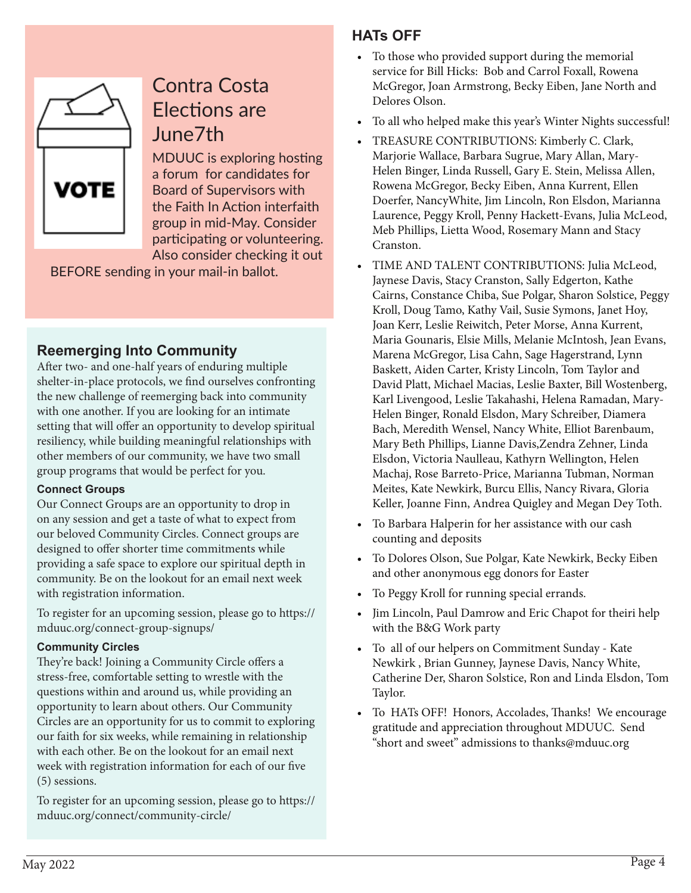## Contra Costa Elections are June7th

MDUUC is exploring hosting a forum for candidates for Board of Supervisors with the Faith In Action interfaith group in mid-May. Consider participating or volunteering. Also consider checking it out BEFORE sending in your mail-in ballot.

## Reemerging Into Community

After two- and one-half years of enduring multiple shelter-in-place protocols, we find ourselves confronting the new challenge of reemerging back into community with one another. If you are looking for an intimate setting that will offer an opportunity to develop spiritual resiliency, while building meaningful relationships with other members of our community, we have two small group programs that would be perfect for you.

### Connect Groups

Our Connect Groups are an opportunity to drop in on any session and get a taste of what to expect from our beloved Community Circles. Connect groups are designed to offer shorter time commitments while providing a safe space to explore our spiritual depth in community. Be on the lookout for an email next week with registration information.

To register for an upcoming session, please go to https://mduuc.org/connect-group-signups/

### Community Circles

They're back! Joining a Community Circle offers a stress-free, comfortable setting to wrestle with the questions within and around us, while providing an opportunity to learn about others. Our Community Circles are an opportunity for us to commit to exploring our faith for six weeks, while remaining in relationship with each other. Be on the lookout for an email next week with registration information for each of our five (5) sessions.

To register for an upcoming session, please go to https://mduuc.org/connect/community-circle/

## HATs OFF

- To those who provided support during the memorial service for Bill Hicks: Bob and Carrol Foxall, Rowena McGregor, Joan Armstrong, Becky Eiben, Jane North and Delores Olson.
- To all who helped make this year's Winter Nights successful!
- TREASURE CONTRIBUTIONS: Kimberly C. Clark, Marjorie Wallace, Barbara Sugrue, Mary Allan, Mary-Helen Binger, Linda Russell, Gary E. Stein, Melissa Allen, Rowena McGregor, Becky Eiben, Anna Kurrent, Ellen Doerfer, NancyWhite, Jim Lincoln, Ron Elsdon, Marianna Laurence, Peggy Kroll, Penny Hackett-Evans, Julia McLeod, Meb Phillips, Lietta Wood, Rosemary Mann and Stacy Cranston.
- TIME AND TALENT CONTRIBUTIONS: Julia McLeod, Jaynese Davis, Stacy Cranston, Sally Edgerton, Kathe Cairns, Constance Chiba, Sue Polgar, Sharon Solstice, Peggy Kroll, Doug Tamo, Kathy Vail, Susie Symons, Janet Hoy, Joan Kerr, Leslie Reiwitch, Peter Morse, Anna Kurrent, Maria Gounaris, Elsie Mills, Melanie McIntosh, Jean Evans, Marena McGregor, Lisa Cahn, Sage Hagerstrand, Lynn Baskett, Aiden Carter, Kristy Lincoln, Tom Taylor and David Platt, Michael Macias, Leslie Baxter, Bill Wostenberg, Karl Livengood, Leslie Takahashi, Helena Ramadan, Mary-Helen Binger, Ronald Elsdon, Mary Schreiber, Diamera Bach, Meredith Wensel, Nancy White, Elliot Barenbaum, Mary Beth Phillips, Lianne Davis,Zendra Zehner, Linda Elsdon, Victoria Naulleau, Kathyrn Wellington, Helen Machaj, Rose Barreto-Price, Marianna Tubman, Norman Meites, Kate Newkirk, Burcu Ellis, Nancy Rivara, Gloria Keller, Joanne Finn, Andrea Quigley and Megan Dey Toth.
- To Barbara Halperin for her assistance with our cash counting and deposits
- To Dolores Olson, Sue Polgar, Kate Newkirk, Becky Eiben and other anonymous egg donors for Easter
- To Peggy Kroll for running special errands.
- Jim Lincoln, Paul Damrow and Eric Chapot for theiri help with the B&G Work party
- To all of our helpers on Commitment Sunday - Kate Newkirk , Brian Gunney, Jaynese Davis, Nancy White, Catherine Der, Sharon Solstice, Ron and Linda Elsdon, Tom Taylor.
- To HATs OFF! Honors, Accolades, Thanks! We encourage gratitude and appreciation throughout MDUUC. Send "short and sweet" admissions to thanks@mduuc.org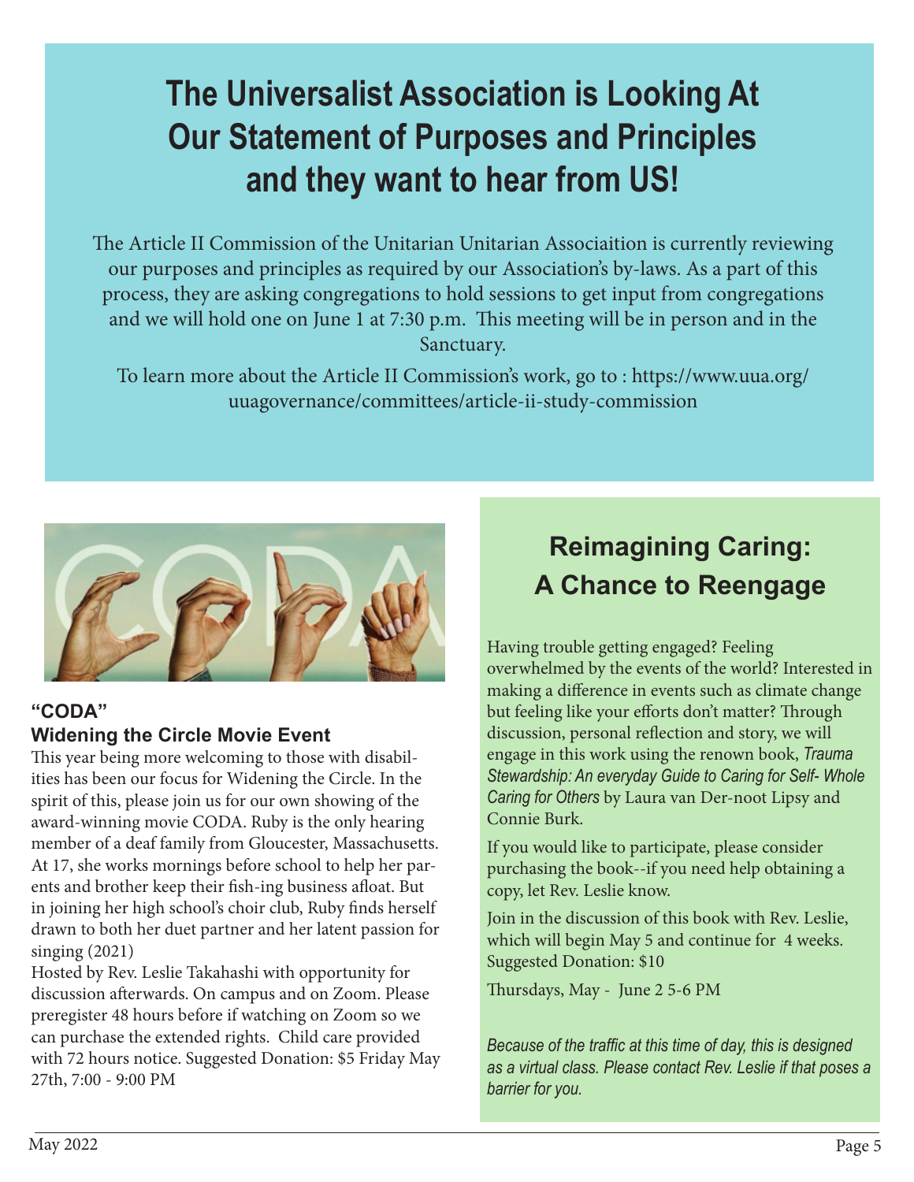# The Universalist Association is Looking At Our Statement of Purposes and Principles and they want to hear from US!

The Article II Commission of the Unitarian Unitarian Associaition is currently reviewing our purposes and principles as required by our Association's by-laws. As a part of this process, they are asking congregations to hold sessions to get input from congregations and we will hold one on June 1 at 7:30 p.m. This meeting will be in person and in the Sanctuary.

To learn more about the Article II Commission's work, go to : https://www.uua.org/uuagovernance/committees/article-ii-study-commission

### "CODA"
### Widening the Circle Movie Event

This year being more welcoming to those with disabilities has been our focus for Widening the Circle. In the spirit of this, please join us for our own showing of the award-winning movie CODA. Ruby is the only hearing member of a deaf family from Gloucester, Massachusetts. At 17, she works mornings before school to help her parents and brother keep their fish-ing business afloat. But in joining her high school's choir club, Ruby finds herself drawn to both her duet partner and her latent passion for singing (2021)

Hosted by Rev. Leslie Takahashi with opportunity for discussion afterwards. On campus and on Zoom. Please preregister 48 hours before if watching on Zoom so we can purchase the extended rights. Child care provided with 72 hours notice. Suggested Donation: $5 Friday May 27th, 7:00 - 9:00 PM

## Reimagining Caring: A Chance to Reengage

Having trouble getting engaged? Feeling overwhelmed by the events of the world? Interested in making a difference in events such as climate change but feeling like your efforts don't matter? Through discussion, personal reflection and story, we will engage in this work using the renown book, *Trauma Stewardship: An everyday Guide to Caring for Self- Whole Caring for Others* by Laura van Der-noot Lipsy and Connie Burk.

If you would like to participate, please consider purchasing the book--if you need help obtaining a copy, let Rev. Leslie know.

Join in the discussion of this book with Rev. Leslie, which will begin May 5 and continue for 4 weeks. Suggested Donation: $10

Thursdays, May - June 2 5-6 PM

*Because of the traffic at this time of day, this is designed as a virtual class. Please contact Rev. Leslie if that poses a barrier for you.*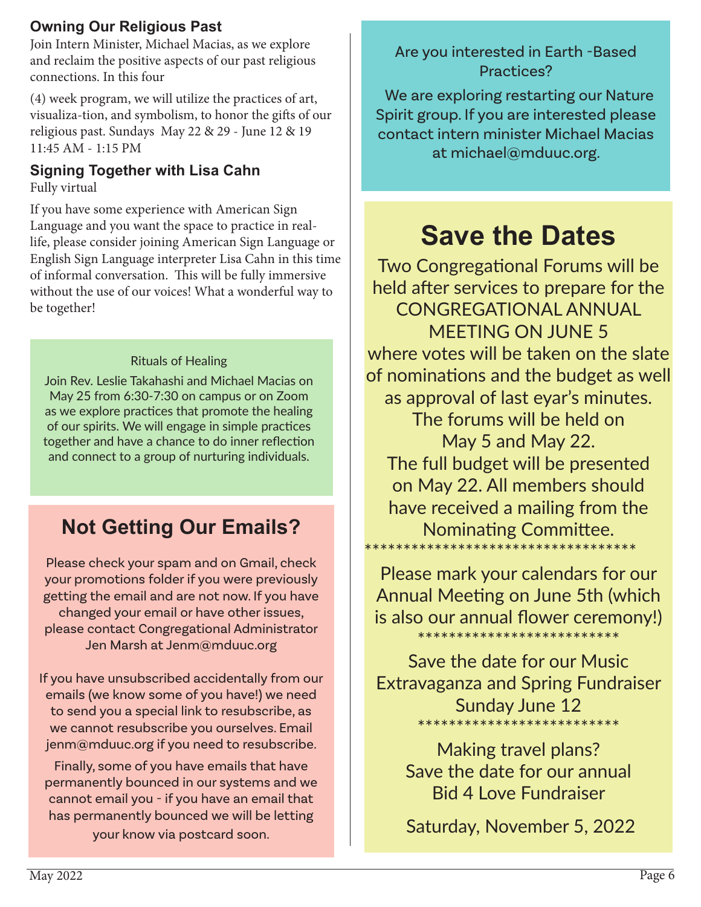### Owning Our Religious Past

Join Intern Minister, Michael Macias, as we explore and reclaim the positive aspects of our past religious connections. In this four

(4) week program, we will utilize the practices of art, visualiza-tion, and symbolism, to honor the gifts of our religious past. Sundays May 22 & 29 - June 12 & 19 11:45 AM - 1:15 PM

### Signing Together with Lisa Cahn

Fully virtual

If you have some experience with American Sign Language and you want the space to practice in real-life, please consider joining American Sign Language or English Sign Language interpreter Lisa Cahn in this time of informal conversation. This will be fully immersive without the use of our voices! What a wonderful way to be together!

Rituals of Healing

Join Rev. Leslie Takahashi and Michael Macias on May 25 from 6:30-7:30 on campus or on Zoom as we explore practices that promote the healing of our spirits. We will engage in simple practices together and have a chance to do inner reflection and connect to a group of nurturing individuals.

## Not Getting Our Emails?

Please check your spam and on Gmail, check your promotions folder if you were previously getting the email and are not now. If you have changed your email or have other issues, please contact Congregational Administrator Jen Marsh at Jenm@mduuc.org

If you have unsubscribed accidentally from our emails (we know some of you have!) we need to send you a special link to resubscribe, as we cannot resubscribe you ourselves. Email jenm@mduuc.org if you need to resubscribe.

Finally, some of you have emails that have permanently bounced in our systems and we cannot email you - if you have an email that has permanently bounced we will be letting your know via postcard soon.

Are you interested in Earth -Based Practices?

We are exploring restarting our Nature Spirit group. If you are interested please contact intern minister Michael Macias at michael@mduuc.org.

# Save the Dates

Two Congregational Forums will be held after services to prepare for the CONGREGATIONAL ANNUAL MEETING ON JUNE 5 where votes will be taken on the slate of nominations and the budget as well as approval of last eyar's minutes. The forums will be held on May 5 and May 22. The full budget will be presented on May 22. All members should have received a mailing from the Nominating Committee.

************************************

Please mark your calendars for our Annual Meeting on June 5th (which is also our annual flower ceremony!)

**************************

Save the date for our Music Extravaganza and Spring Fundraiser Sunday June 12

**************************

Making travel plans? Save the date for our annual Bid 4 Love Fundraiser

Saturday, November 5, 2022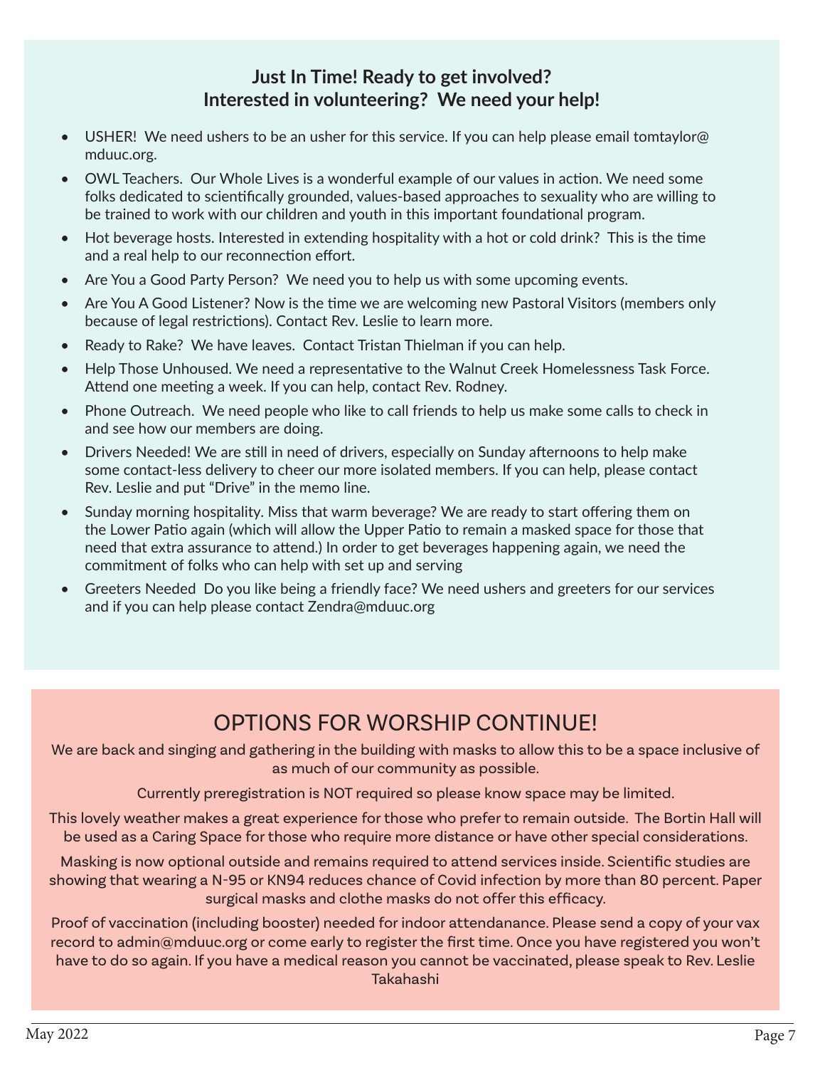## Just In Time! Ready to get involved?
## Interested in volunteering? We need your help!

- USHER! We need ushers to be an usher for this service. If you can help please email tomtaylor@mduuc.org.
- OWL Teachers. Our Whole Lives is a wonderful example of our values in action. We need some folks dedicated to scientifically grounded, values-based approaches to sexuality who are willing to be trained to work with our children and youth in this important foundational program.
- Hot beverage hosts. Interested in extending hospitality with a hot or cold drink? This is the time and a real help to our reconnection effort.
- Are You a Good Party Person? We need you to help us with some upcoming events.
- Are You A Good Listener? Now is the time we are welcoming new Pastoral Visitors (members only because of legal restrictions). Contact Rev. Leslie to learn more.
- Ready to Rake? We have leaves. Contact Tristan Thielman if you can help.
- Help Those Unhoused. We need a representative to the Walnut Creek Homelessness Task Force. Attend one meeting a week. If you can help, contact Rev. Rodney.
- Phone Outreach. We need people who like to call friends to help us make some calls to check in and see how our members are doing.
- Drivers Needed! We are still in need of drivers, especially on Sunday afternoons to help make some contact-less delivery to cheer our more isolated members. If you can help, please contact Rev. Leslie and put "Drive" in the memo line.
- Sunday morning hospitality. Miss that warm beverage? We are ready to start offering them on the Lower Patio again (which will allow the Upper Patio to remain a masked space for those that need that extra assurance to attend.) In order to get beverages happening again, we need the commitment of folks who can help with set up and serving
- Greeters Needed Do you like being a friendly face? We need ushers and greeters for our services and if you can help please contact Zendra@mduuc.org

## OPTIONS FOR WORSHIP CONTINUE!

We are back and singing and gathering in the building with masks to allow this to be a space inclusive of as much of our community as possible.

Currently preregistration is NOT required so please know space may be limited.

This lovely weather makes a great experience for those who prefer to remain outside. The Bortin Hall will be used as a Caring Space for those who require more distance or have other special considerations.

Masking is now optional outside and remains required to attend services inside. Scientific studies are showing that wearing a N-95 or KN94 reduces chance of Covid infection by more than 80 percent. Paper surgical masks and clothe masks do not offer this efficacy.

Proof of vaccination (including booster) needed for indoor attendanance. Please send a copy of your vax record to admin@mduuc.org or come early to register the first time. Once you have registered you won't have to do so again. If you have a medical reason you cannot be vaccinated, please speak to Rev. Leslie Takahashi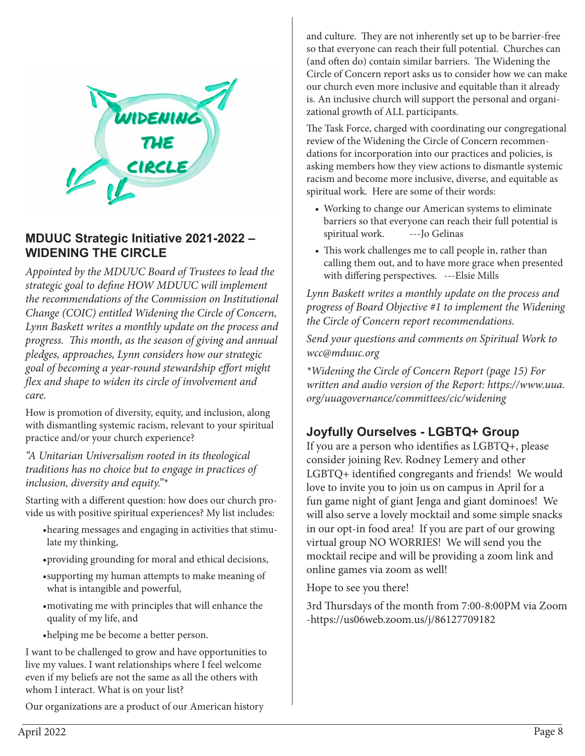## MDUUC Strategic Initiative 2021-2022 – WIDENING THE CIRCLE

*Appointed by the MDUUC Board of Trustees to lead the strategic goal to define HOW MDUUC will implement the recommendations of the Commission on Institutional Change (COIC) entitled Widening the Circle of Concern, Lynn Baskett writes a monthly update on the process and progress. This month, as the season of giving and annual pledges, approaches, Lynn considers how our strategic goal of becoming a year-round stewardship effort might flex and shape to widen its circle of involvement and care.*

How is promotion of diversity, equity, and inclusion, along with dismantling systemic racism, relevant to your spiritual practice and/or your church experience?

*"A Unitarian Universalism rooted in its theological traditions has no choice but to engage in practices of inclusion, diversity and equity."\**

Starting with a different question: how does our church provide us with positive spiritual experiences? My list includes:

- hearing messages and engaging in activities that stimulate my thinking,
- providing grounding for moral and ethical decisions,
- supporting my human attempts to make meaning of what is intangible and powerful,
- motivating me with principles that will enhance the quality of my life, and
- helping me be become a better person.

I want to be challenged to grow and have opportunities to live my values. I want relationships where I feel welcome even if my beliefs are not the same as all the others with whom I interact. What is on your list?

Our organizations are a product of our American history and culture. They are not inherently set up to be barrier-free so that everyone can reach their full potential. Churches can (and often do) contain similar barriers. The Widening the Circle of Concern report asks us to consider how we can make our church even more inclusive and equitable than it already is. An inclusive church will support the personal and organizational growth of ALL participants.

The Task Force, charged with coordinating our congregational review of the Widening the Circle of Concern recommendations for incorporation into our practices and policies, is asking members how they view actions to dismantle systemic racism and become more inclusive, diverse, and equitable as spiritual work. Here are some of their words:

- Working to change our American systems to eliminate barriers so that everyone can reach their full potential is spiritual work. ---Jo Gelinas
- This work challenges me to call people in, rather than calling them out, and to have more grace when presented with differing perspectives. ---Elsie Mills

*Lynn Baskett writes a monthly update on the process and progress of Board Objective #1 to implement the Widening the Circle of Concern report recommendations.*

*Send your questions and comments on Spiritual Work to wcc@mduuc.org*

*\*Widening the Circle of Concern Report (page 15) For written and audio version of the Report: https://www.uua.org/uuagovernance/committees/cic/widening*

## Joyfully Ourselves - LGBTQ+ Group

If you are a person who identifies as LGBTQ+, please consider joining Rev. Rodney Lemery and other LGBTQ+ identified congregants and friends! We would love to invite you to join us on campus in April for a fun game night of giant Jenga and giant dominoes! We will also serve a lovely mocktail and some simple snacks in our opt-in food area! If you are part of our growing virtual group NO WORRIES! We will send you the mocktail recipe and will be providing a zoom link and online games via zoom as well!

Hope to see you there!

3rd Thursdays of the month from 7:00-8:00PM via Zoom -https://us06web.zoom.us/j/86127709182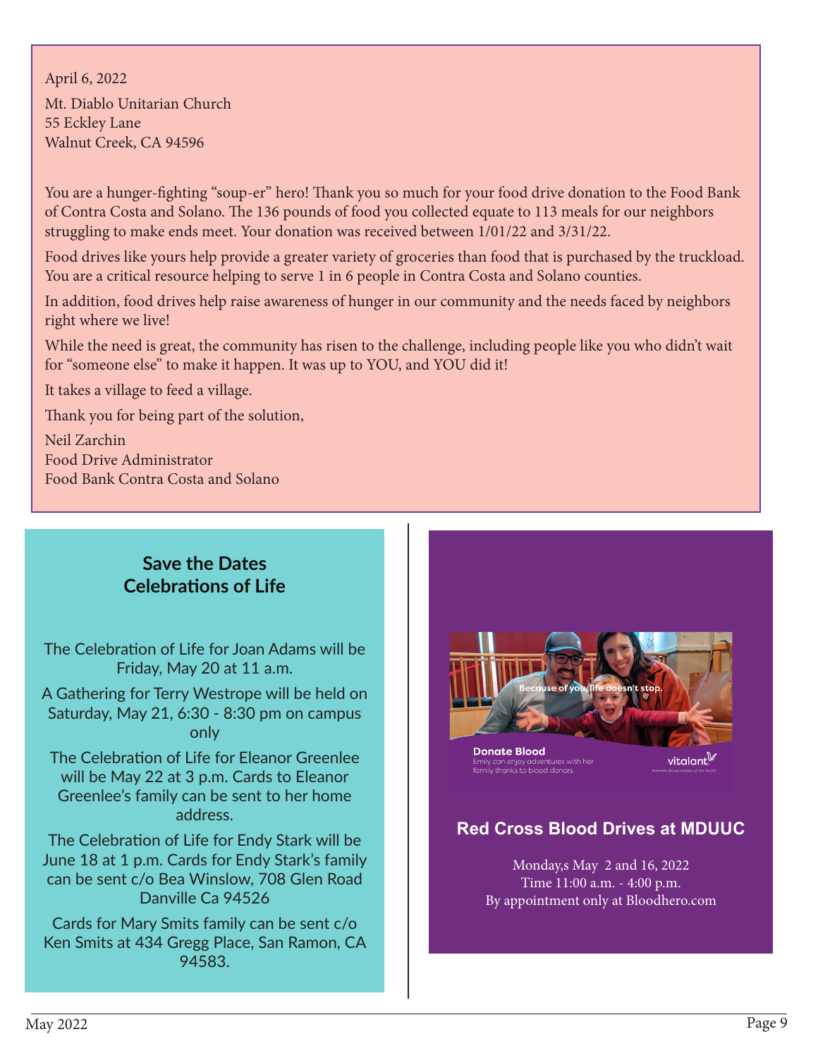April 6, 2022

Mt. Diablo Unitarian Church
55 Eckley Lane
Walnut Creek, CA 94596

You are a hunger-fighting "soup-er" hero! Thank you so much for your food drive donation to the Food Bank of Contra Costa and Solano. The 136 pounds of food you collected equate to 113 meals for our neighbors struggling to make ends meet. Your donation was received between 1/01/22 and 3/31/22.

Food drives like yours help provide a greater variety of groceries than food that is purchased by the truckload. You are a critical resource helping to serve 1 in 6 people in Contra Costa and Solano counties.

In addition, food drives help raise awareness of hunger in our community and the needs faced by neighbors right where we live!

While the need is great, the community has risen to the challenge, including people like you who didn't wait for "someone else" to make it happen. It was up to YOU, and YOU did it!

It takes a village to feed a village.

Thank you for being part of the solution,

Neil Zarchin
Food Drive Administrator
Food Bank Contra Costa and Solano

## Save the Dates
## Celebrations of Life

The Celebration of Life for Joan Adams will be Friday, May 20 at 11 a.m.

A Gathering for Terry Westrope will be held on Saturday, May 21, 6:30 - 8:30 pm on campus only

The Celebration of Life for Eleanor Greenlee will be May 22 at 3 p.m. Cards to Eleanor Greenlee's family can be sent to her home address.

The Celebration of Life for Endy Stark will be June 18 at 1 p.m. Cards for Endy Stark's family can be sent c/o Bea Winslow, 708 Glen Road Danville Ca 94526

Cards for Mary Smits family can be sent c/o Ken Smits at 434 Gregg Place, San Ramon, CA 94583.

Because of you, life doesn't stop.

**Donate Blood**
Emily can enjoy adventures with her family thanks to blood donors.

vitalant

## Red Cross Blood Drives at MDUUC

Monday,s May 2 and 16, 2022
Time 11:00 a.m. - 4:00 p.m.
By appointment only at Bloodhero.com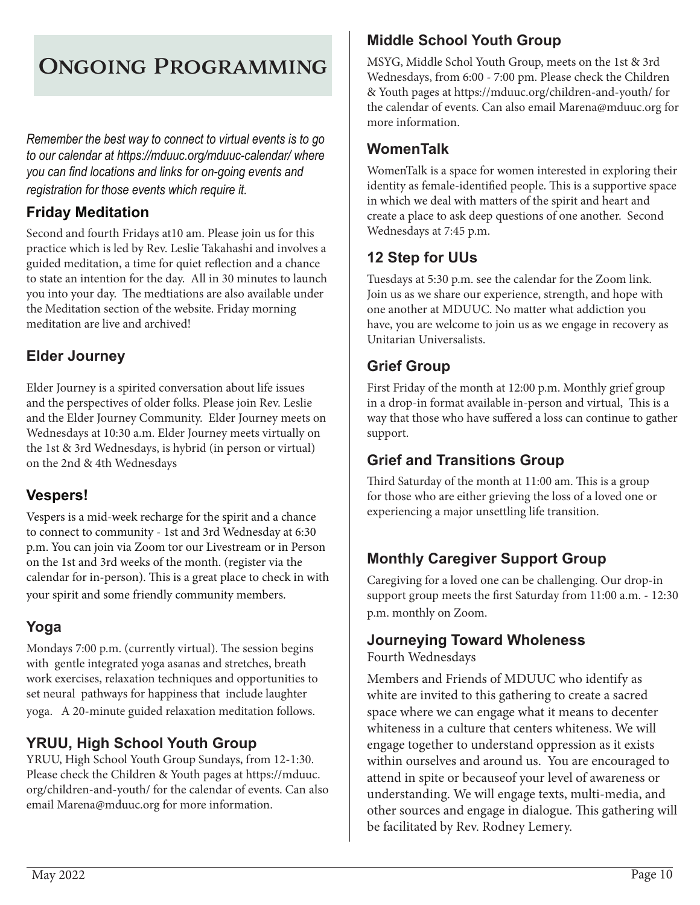# Ongoing Programming

*Remember the best way to connect to virtual events is to go to our calendar at https://mduuc.org/mduuc-calendar/ where you can find locations and links for on-going events and registration for those events which require it.*

## Friday Meditation

Second and fourth Fridays at10 am. Please join us for this practice which is led by Rev. Leslie Takahashi and involves a guided meditation, a time for quiet reflection and a chance to state an intention for the day. All in 30 minutes to launch you into your day. The medtiations are also available under the Meditation section of the website. Friday morning meditation are live and archived!

## Elder Journey

Elder Journey is a spirited conversation about life issues and the perspectives of older folks. Please join Rev. Leslie and the Elder Journey Community. Elder Journey meets on Wednesdays at 10:30 a.m. Elder Journey meets virtually on the 1st & 3rd Wednesdays, is hybrid (in person or virtual) on the 2nd & 4th Wednesdays

## Vespers!

Vespers is a mid-week recharge for the spirit and a chance to connect to community - 1st and 3rd Wednesday at 6:30 p.m. You can join via Zoom tor our Livestream or in Person on the 1st and 3rd weeks of the month. (register via the calendar for in-person). This is a great place to check in with your spirit and some friendly community members.

## Yoga

Mondays 7:00 p.m. (currently virtual). The session begins with gentle integrated yoga asanas and stretches, breath work exercises, relaxation techniques and opportunities to set neural pathways for happiness that include laughter yoga. A 20-minute guided relaxation meditation follows.

## YRUU, High School Youth Group

YRUU, High School Youth Group Sundays, from 12-1:30. Please check the Children & Youth pages at https://mduuc.org/children-and-youth/ for the calendar of events. Can also email Marena@mduuc.org for more information.

## Middle School Youth Group

MSYG, Middle Schol Youth Group, meets on the 1st & 3rd Wednesdays, from 6:00 - 7:00 pm. Please check the Children & Youth pages at https://mduuc.org/children-and-youth/ for the calendar of events. Can also email Marena@mduuc.org for more information.

## WomenTalk

WomenTalk is a space for women interested in exploring their identity as female-identified people. This is a supportive space in which we deal with matters of the spirit and heart and create a place to ask deep questions of one another. Second Wednesdays at 7:45 p.m.

## 12 Step for UUs

Tuesdays at 5:30 p.m. see the calendar for the Zoom link. Join us as we share our experience, strength, and hope with one another at MDUUC. No matter what addiction you have, you are welcome to join us as we engage in recovery as Unitarian Universalists.

## Grief Group

First Friday of the month at 12:00 p.m. Monthly grief group in a drop-in format available in-person and virtual, This is a way that those who have suffered a loss can continue to gather support.

## Grief and Transitions Group

Third Saturday of the month at 11:00 am. This is a group for those who are either grieving the loss of a loved one or experiencing a major unsettling life transition.

## Monthly Caregiver Support Group

Caregiving for a loved one can be challenging. Our drop-in support group meets the first Saturday from 11:00 a.m. - 12:30 p.m. monthly on Zoom.

## Journeying Toward Wholeness

Fourth Wednesdays

Members and Friends of MDUUC who identify as white are invited to this gathering to create a sacred space where we can engage what it means to decenter whiteness in a culture that centers whiteness. We will engage together to understand oppression as it exists within ourselves and around us. You are encouraged to attend in spite or becauseof your level of awareness or understanding. We will engage texts, multi-media, and other sources and engage in dialogue. This gathering will be facilitated by Rev. Rodney Lemery.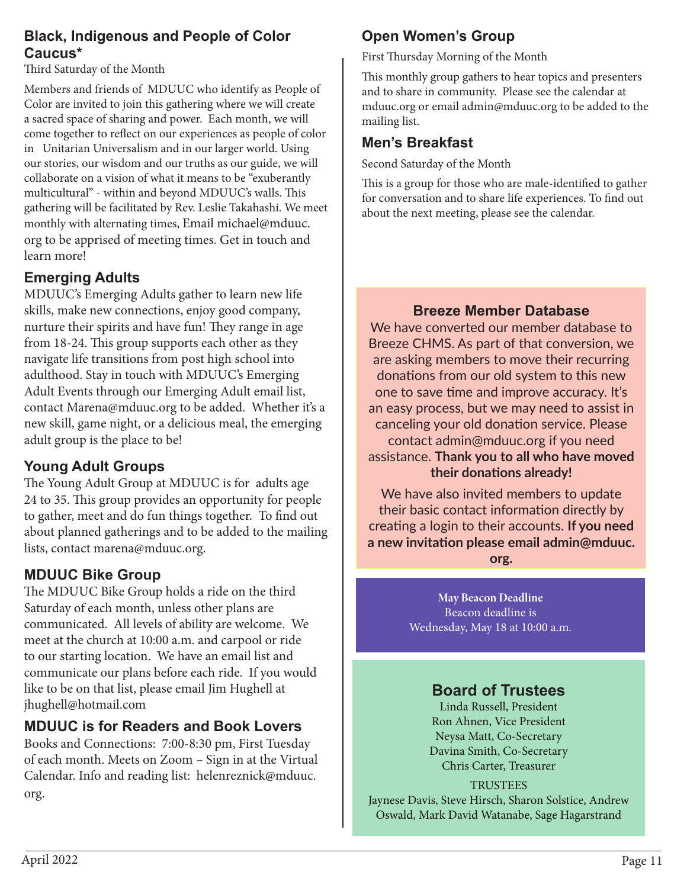## Black, Indigenous and People of Color Caucus*

Third Saturday of the Month

Members and friends of MDUUC who identify as People of Color are invited to join this gathering where we will create a sacred space of sharing and power. Each month, we will come together to reflect on our experiences as people of color in Unitarian Universalism and in our larger world. Using our stories, our wisdom and our truths as our guide, we will collaborate on a vision of what it means to be "exuberantly multicultural" - within and beyond MDUUC's walls. This gathering will be facilitated by Rev. Leslie Takahashi. We meet monthly with alternating times, Email michael@mduuc.org to be apprised of meeting times. Get in touch and learn more!

## Emerging Adults

MDUUC's Emerging Adults gather to learn new life skills, make new connections, enjoy good company, nurture their spirits and have fun! They range in age from 18-24. This group supports each other as they navigate life transitions from post high school into adulthood. Stay in touch with MDUUC's Emerging Adult Events through our Emerging Adult email list, contact Marena@mduuc.org to be added. Whether it's a new skill, game night, or a delicious meal, the emerging adult group is the place to be!

## Young Adult Groups

The Young Adult Group at MDUUC is for adults age 24 to 35. This group provides an opportunity for people to gather, meet and do fun things together. To find out about planned gatherings and to be added to the mailing lists, contact marena@mduuc.org.

## MDUUC Bike Group

The MDUUC Bike Group holds a ride on the third Saturday of each month, unless other plans are communicated. All levels of ability are welcome. We meet at the church at 10:00 a.m. and carpool or ride to our starting location. We have an email list and communicate our plans before each ride. If you would like to be on that list, please email Jim Hughell at jhughell@hotmail.com

## MDUUC is for Readers and Book Lovers

Books and Connections: 7:00-8:30 pm, First Tuesday of each month. Meets on Zoom – Sign in at the Virtual Calendar. Info and reading list: helenreznick@mduuc.org.

## Open Women's Group

First Thursday Morning of the Month

This monthly group gathers to hear topics and presenters and to share in community. Please see the calendar at mduuc.org or email admin@mduuc.org to be added to the mailing list.

## Men's Breakfast

Second Saturday of the Month

This is a group for those who are male-identified to gather for conversation and to share life experiences. To find out about the next meeting, please see the calendar.

### Breeze Member Database

We have converted our member database to Breeze CHMS. As part of that conversion, we are asking members to move their recurring donations from our old system to this new one to save time and improve accuracy. It's an easy process, but we may need to assist in canceling your old donation service. Please contact admin@mduuc.org if you need assistance. **Thank you to all who have moved their donations already!**

We have also invited members to update their basic contact information directly by creating a login to their accounts. **If you need a new invitation please email admin@mduuc.org.**

**May Beacon Deadline**
Beacon deadline is
Wednesday, May 18 at 10:00 a.m.

### Board of Trustees

Linda Russell, President
Ron Ahnen, Vice President
Neysa Matt, Co-Secretary
Davina Smith, Co-Secretary
Chris Carter, Treasurer

TRUSTEES
Jaynese Davis, Steve Hirsch, Sharon Solstice, Andrew Oswald, Mark David Watanabe, Sage Hagarstrand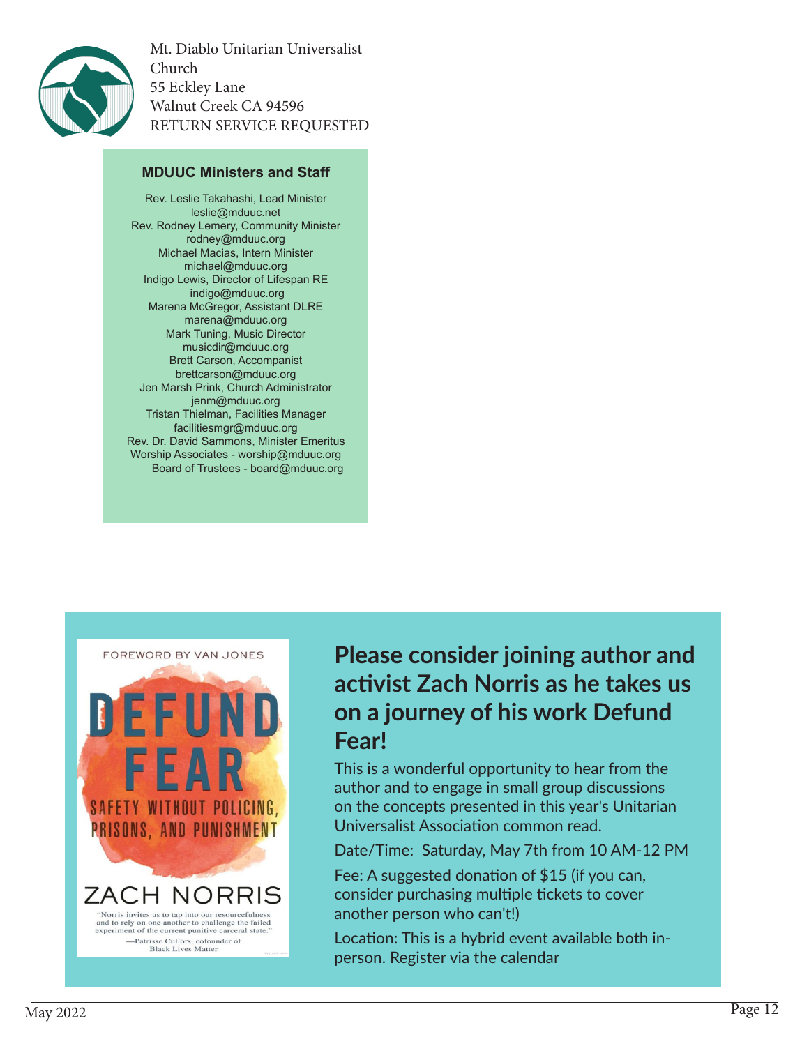Mt. Diablo Unitarian Universalist Church
55 Eckley Lane
Walnut Creek CA 94596
RETURN SERVICE REQUESTED

### MDUUC Ministers and Staff

Rev. Leslie Takahashi, Lead Minister
leslie@mduuc.net
Rev. Rodney Lemery, Community Minister
rodney@mduuc.org
Michael Macias, Intern Minister
michael@mduuc.org
Indigo Lewis, Director of Lifespan RE
indigo@mduuc.org
Marena McGregor, Assistant DLRE
marena@mduuc.org
Mark Tuning, Music Director
musicdir@mduuc.org
Brett Carson, Accompanist
brettcarson@mduuc.org
Jen Marsh Prink, Church Administrator
jenm@mduuc.org
Tristan Thielman, Facilities Manager
facilitiesmgr@mduuc.org
Rev. Dr. David Sammons, Minister Emeritus
Worship Associates - worship@mduuc.org
Board of Trustees - board@mduuc.org

FOREWORD BY VAN JONES

DEFUND FEAR

SAFETY WITHOUT POLICING, PRISONS, AND PUNISHMENT

ZACH NORRIS

"Norris invites us to tap into our resourcefulness and to rely on one another to challenge the failed experiment of the current punitive carceral state."
—Patrisse Cullors, cofounder of Black Lives Matter

## Please consider joining author and activist Zach Norris as he takes us on a journey of his work Defund Fear!

This is a wonderful opportunity to hear from the author and to engage in small group discussions on the concepts presented in this year's Unitarian Universalist Association common read.

Date/Time: Saturday, May 7th from 10 AM-12 PM

Fee: A suggested donation of $15 (if you can, consider purchasing multiple tickets to cover another person who can't!)

Location: This is a hybrid event available both in-person. Register via the calendar

May 2022